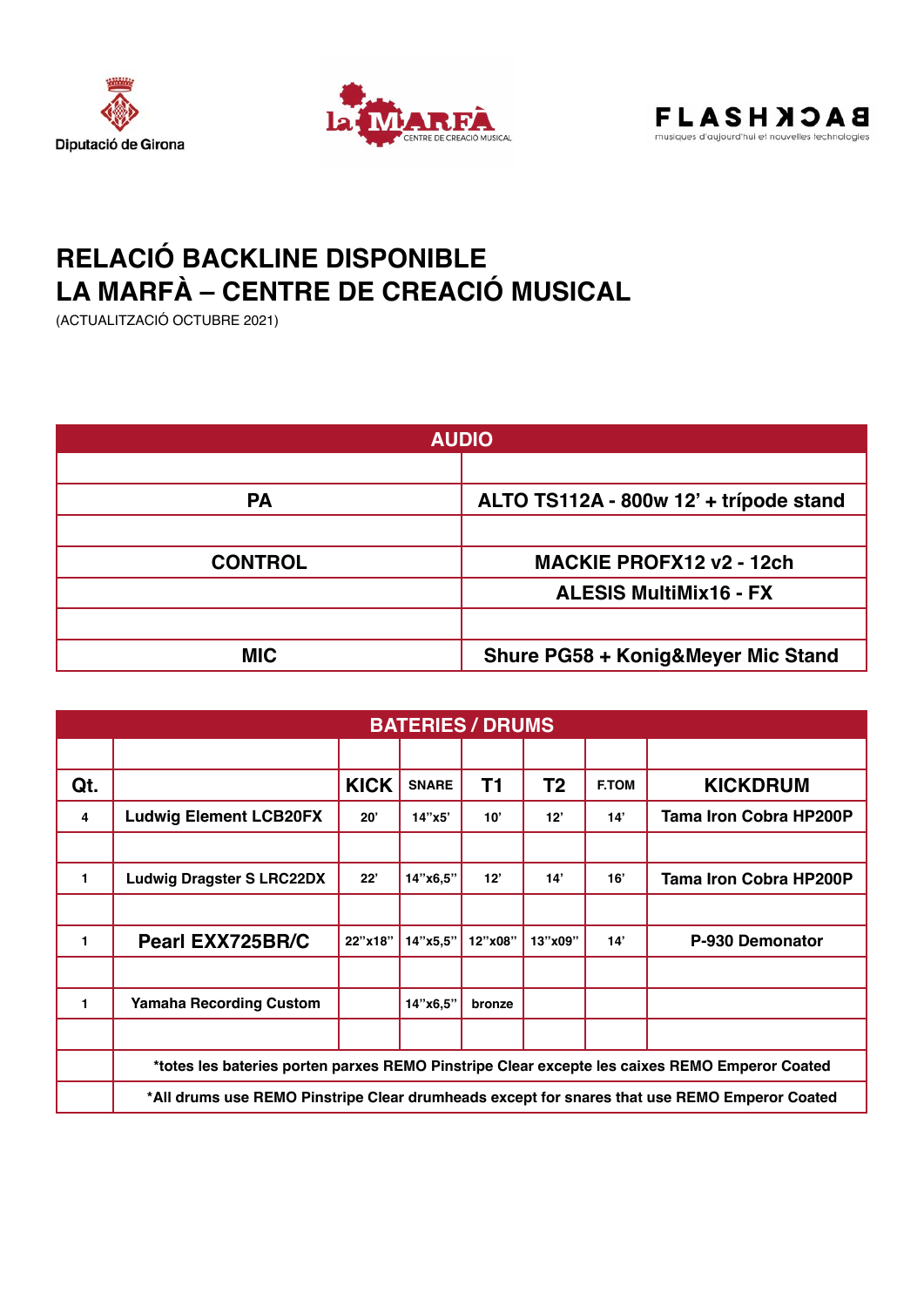Diputació de Girona

la MARFÀ CENTRE DE CREACIÓ MUSICAL

FLASHBACK musiques d'aujourd'hui et nouvelles technologies

# RELACIÓ BACKLINE DISPONIBLE
# LA MARFÀ – CENTRE DE CREACIÓ MUSICAL

(ACTUALITZACIÓ OCTUBRE 2021)

| AUDIO | |
|---|---|
| | |
| **PA** | **ALTO TS112A - 800w 12' + trípode stand** |
| | |
| **CONTROL** | **MACKIE PROFX12 v2 - 12ch** |
| | **ALESIS MultiMix16 - FX** |
| | |
| **MIC** | **Shure PG58 + Konig&Meyer Mic Stand** |

| BATERIES / DRUMS | | | | | | | |
|---|---|---|---|---|---|---|---|
| | | | | | | | |
| **Qt.** | | **KICK** | **SNARE** | **T1** | **T2** | **F.TOM** | **KICKDRUM** |
| 4 | **Ludwig Element LCB20FX** | 20' | 14"x5' | 10' | 12' | 14' | **Tama Iron Cobra HP200P** |
| | | | | | | | |
| 1 | **Ludwig Dragster S LRC22DX** | 22' | 14"x6,5" | 12' | 14' | 16' | **Tama Iron Cobra HP200P** |
| | | | | | | | |
| 1 | **Pearl EXX725BR/C** | 22"x18" | 14"x5,5" | 12"x08" | 13"x09" | 14' | **P-930 Demonator** |
| | | | | | | | |
| 1 | **Yamaha Recording Custom** | | 14"x6,5" | bronze | | | |
| | | | | | | | |
| | **\*totes les bateries porten parxes REMO Pinstripe Clear excepte les caixes REMO Emperor Coated** | | | | | | |
| | **\*All drums use REMO Pinstripe Clear drumheads except for snares that use REMO Emperor Coated** | | | | | | |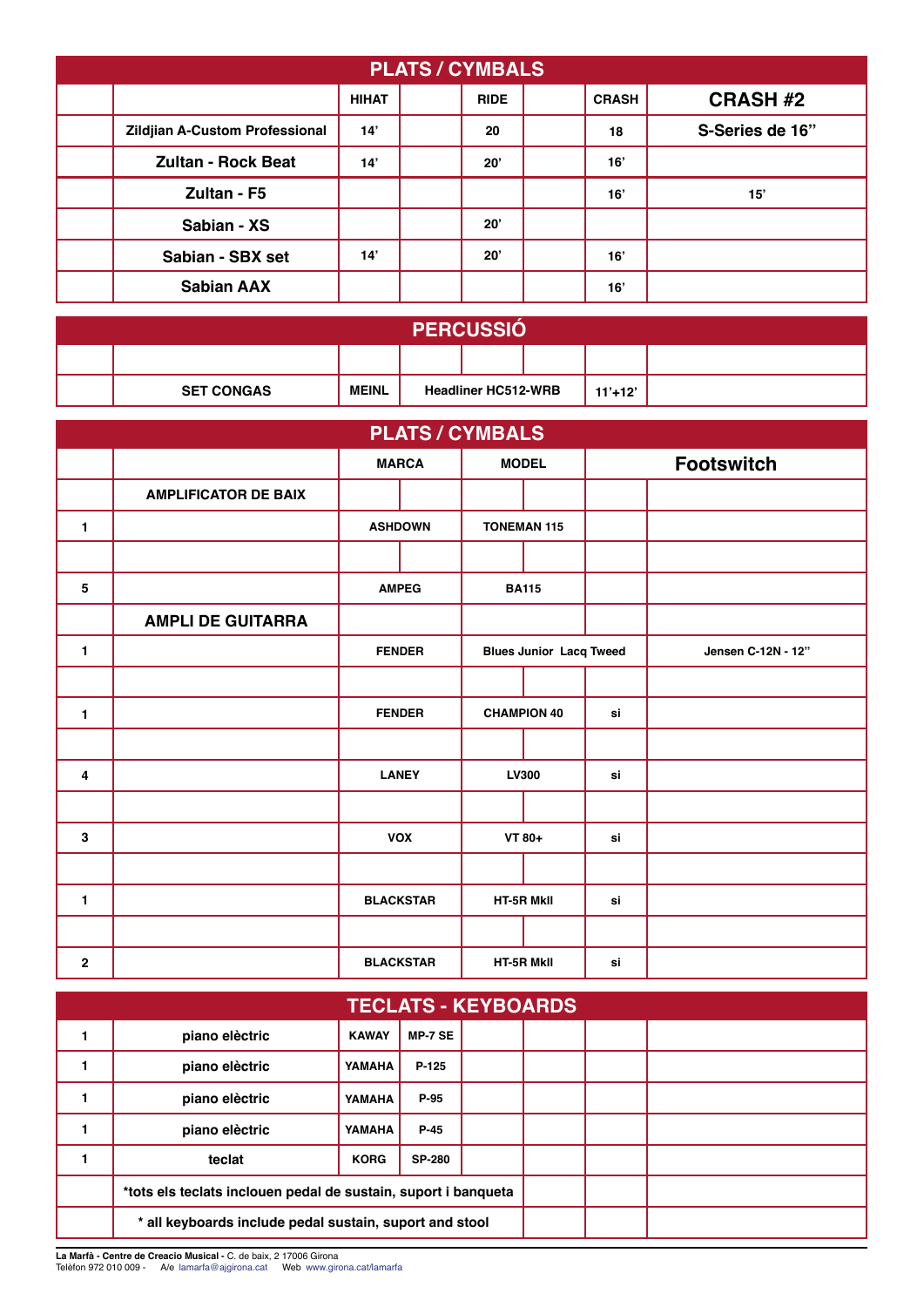## PLATS / CYMBALS

| | | HIHAT | | RIDE | | CRASH | CRASH #2 |
|---|---|---|---|---|---|---|---|
| | Zildjian A-Custom Professional | 14' | | 20 | | 18 | S-Series de 16" |
| | Zultan - Rock Beat | 14' | | 20' | | 16' | |
| | Zultan - F5 | | | | | 16' | 15' |
| | Sabian - XS | | | 20' | | | |
| | Sabian - SBX set | 14' | | 20' | | 16' | |
| | Sabian AAX | | | | | 16' | |

## PERCUSSIÓ

| | | | | | | | |
|---|---|---|---|---|---|---|---|
| | SET CONGAS | MEINL | Headliner HC512-WRB | | | 11'+12' | |

## PLATS / CYMBALS

| | | MARCA | | MODEL | | Footswitch | |
|---|---|---|---|---|---|---|---|
| | AMPLIFICATOR DE BAIX | | | | | | |
| 1 | | ASHDOWN | | TONEMAN 115 | | | |
| | | | | | | | |
| 5 | | AMPEG | | BA115 | | | |
| | AMPLI DE GUITARRA | | | | | | |
| 1 | | FENDER | | Blues Junior Lacq Tweed | | | Jensen C-12N - 12" |
| | | | | | | | |
| 1 | | FENDER | | CHAMPION 40 | | si | |
| | | | | | | | |
| 4 | | LANEY | | LV300 | | si | |
| | | | | | | | |
| 3 | | VOX | | VT 80+ | | si | |
| | | | | | | | |
| 1 | | BLACKSTAR | | HT-5R MkII | | si | |
| | | | | | | | |
| 2 | | BLACKSTAR | | HT-5R MkII | | si | |

## TECLATS - KEYBOARDS

| | | | | | | | |
|---|---|---|---|---|---|---|---|
| 1 | piano elèctric | KAWAY | MP-7 SE | | | | |
| 1 | piano elèctric | YAMAHA | P-125 | | | | |
| 1 | piano elèctric | YAMAHA | P-95 | | | | |
| 1 | piano elèctric | YAMAHA | P-45 | | | | |
| 1 | teclat | KORG | SP-280 | | | | |
| | *tots els teclats inclouen pedal de sustain, suport i banqueta | | | | | | |
| | * all keyboards include pedal sustain, suport and stool | | | | | | |

**La Marfà - Centre de Creacio Musical -** C. de baix, 2 17006 Girona
Telèfon 972 010 009 - A/e lamarfa@ajgirona.cat Web www.girona.cat/lamarfa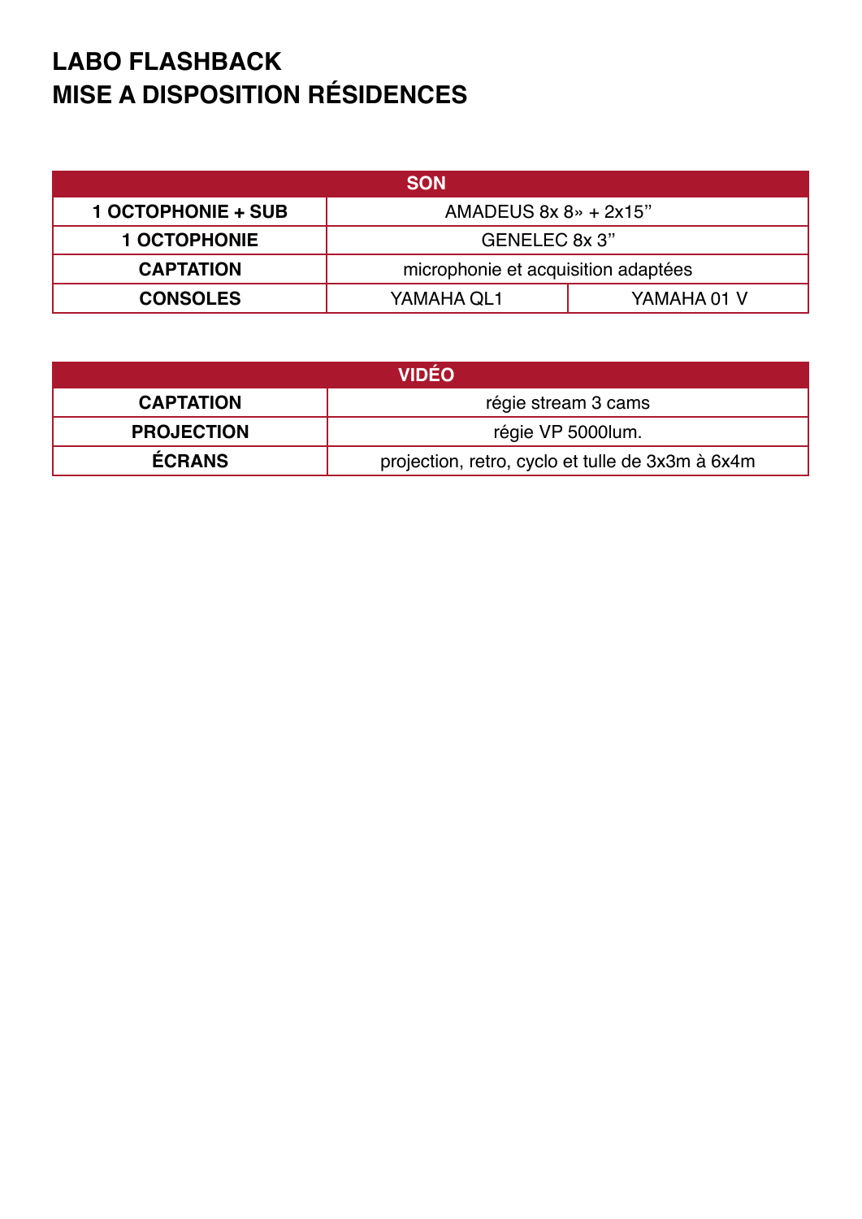# LABO FLASHBACK
# MISE A DISPOSITION RÉSIDENCES

| SON | | |
|---|---|---|
| **1 OCTOPHONIE + SUB** | AMADEUS 8x 8» + 2x15’’ | |
| **1 OCTOPHONIE** | GENELEC 8x 3’’ | |
| **CAPTATION** | microphonie et acquisition adaptées | |
| **CONSOLES** | YAMAHA QL1 | YAMAHA 01 V |

| VIDÉO | |
|---|---|
| **CAPTATION** | régie stream 3 cams |
| **PROJECTION** | régie VP 5000lum. |
| **ÉCRANS** | projection, retro, cyclo et tulle de 3x3m à 6x4m |